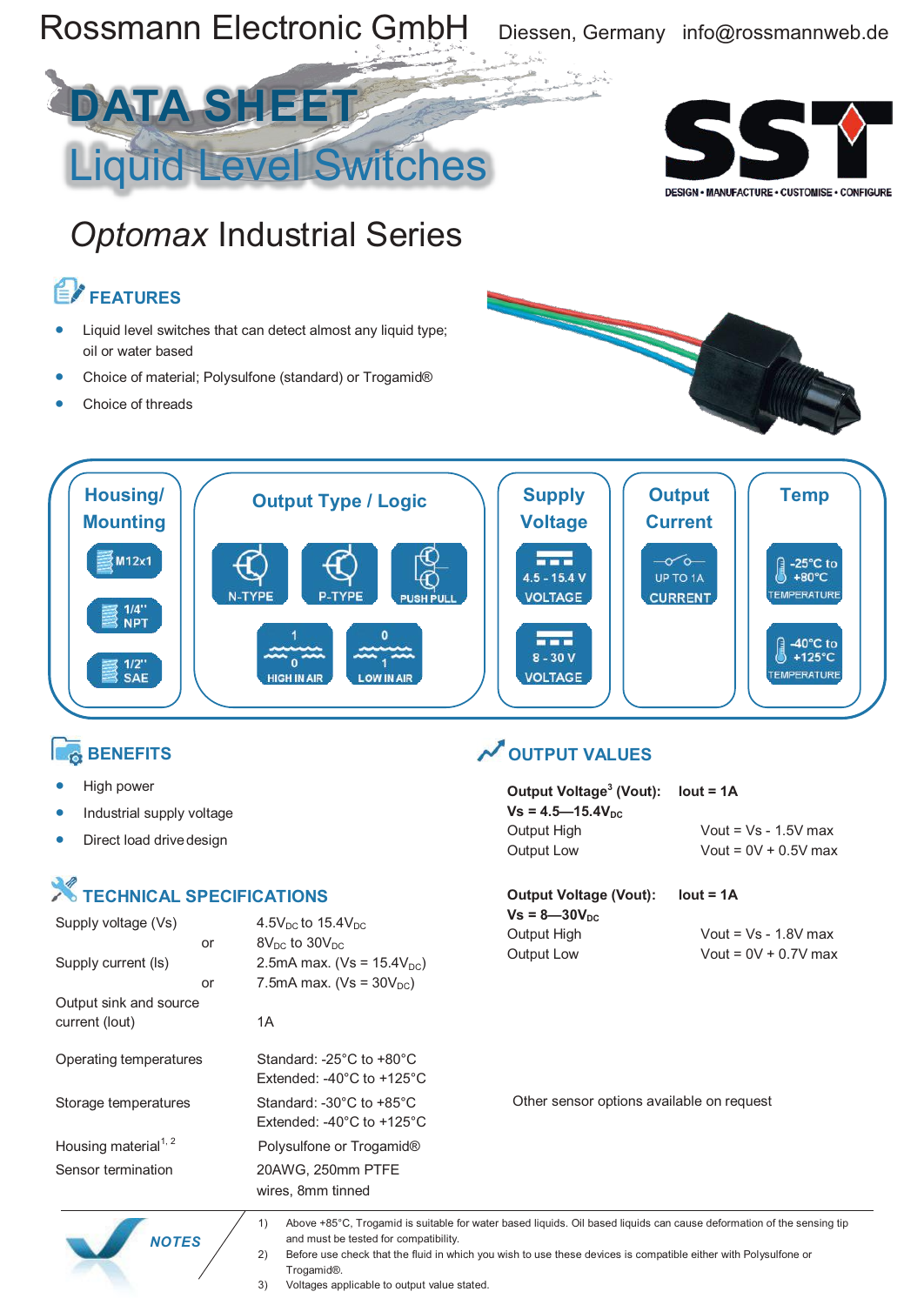Rossmann Electronic GmbH Diessen, Germany info@rossmannweb.de

# DATA SHEET
# Liquid Level Switches

SST DESIGN • MANUFACTURE • CUSTOMISE • CONFIGURE

## *Optomax* Industrial Series

### FEATURES

- Liquid level switches that can detect almost any liquid type; oil or water based
- Choice of material; Polysulfone (standard) or Trogamid®
- Choice of threads

| Housing/ Mounting | Output Type / Logic | Supply Voltage | Output Current | Temp |
|---|---|---|---|---|
| M12x1 | N-TYPE | 4.5 - 15.4 V VOLTAGE | UP TO 1A CURRENT | -25°C to +80°C TEMPERATURE |
| 1/4" NPT | P-TYPE | 8 - 30 V VOLTAGE | | -40°C to +125°C TEMPERATURE |
| 1/2" SAE | PUSH PULL | | | |
| | HIGH IN AIR (1 / 0) | | | |
| | LOW IN AIR (0 / 1) | | | |

### BENEFITS

- High power
- Industrial supply voltage
- Direct load drive design

### TECHNICAL SPECIFICATIONS

| | |
|---|---|
| Supply voltage (Vs) | $4.5V_{DC}$ to $15.4V_{DC}$ |
| or | $8V_{DC}$ to $30V_{DC}$ |
| Supply current (Is) | 2.5mA max. (Vs = $15.4V_{DC}$) |
| or | 7.5mA max. (Vs = $30V_{DC}$) |
| Output sink and source current (Iout) | 1A |
| Operating temperatures | Standard: -25°C to +80°C<br>Extended: -40°C to +125°C |
| Storage temperatures | Standard: -30°C to +85°C<br>Extended: -40°C to +125°C |
| Housing material[1, 2] | Polysulfone or Trogamid® |
| Sensor termination | 20AWG, 250mm PTFE wires, 8mm tinned |

### OUTPUT VALUES

**Output Voltage[3] (Vout): Iout = 1A**
**Vs = 4.5—15.4$V_{DC}$**

| | |
|---|---|
| Output High | Vout = Vs - 1.5V max |
| Output Low | Vout = 0V + 0.5V max |

**Output Voltage (Vout): Iout = 1A**
**Vs = 8—30$V_{DC}$**

| | |
|---|---|
| Output High | Vout = Vs - 1.8V max |
| Output Low | Vout = 0V + 0.7V max |

Other sensor options available on request

### NOTES

1) Above +85°C, Trogamid is suitable for water based liquids. Oil based liquids can cause deformation of the sensing tip and must be tested for compatibility.
2) Before use check that the fluid in which you wish to use these devices is compatible either with Polysulfone or Trogamid®.
3) Voltages applicable to output value stated.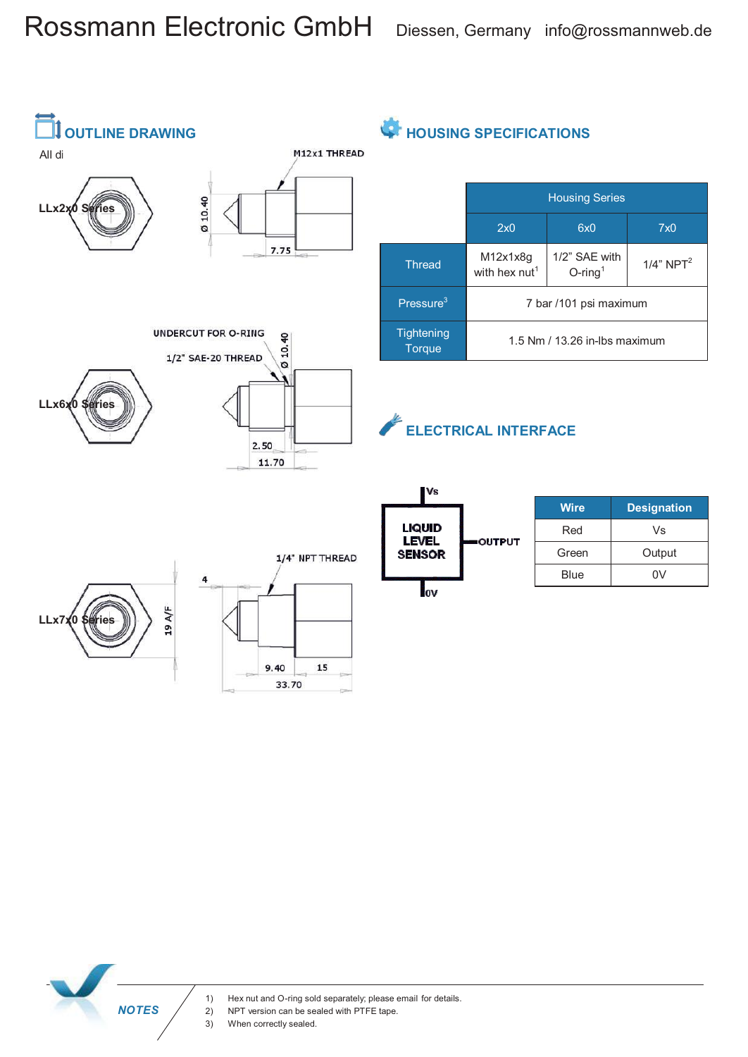# Rossmann Electronic GmbH

Diessen, Germany info@rossmannweb.de

## OUTLINE DRAWING

All di

LLx2x0 Series

M12x1 THREAD

Ø 10.40

7.75

UNDERCUT FOR O-RING

1/2" SAE-20 THREAD

Ø 10.40

LLx6x0 Series

2.50

11.70

1/4" NPT THREAD

4

LLx7x0 Series

19 A/F

9.40

15

33.70

## HOUSING SPECIFICATIONS

| | Housing Series | | |
|---|---|---|---|
| | 2x0 | 6x0 | 7x0 |
| Thread | M12x1x8g with hex nut[1] | 1/2" SAE with O-ring[1] | 1/4" NPT[2] |
| Pressure[3] | 7 bar /101 psi maximum | | |
| Tightening Torque | 1.5 Nm / 13.26 in-lbs maximum | | |

## ELECTRICAL INTERFACE

Vs

LIQUID LEVEL SENSOR

OUTPUT

0V

| Wire | Designation |
|---|---|
| Red | Vs |
| Green | Output |
| Blue | 0V |

*NOTES*

1) Hex nut and O-ring sold separately; please email for details.
2) NPT version can be sealed with PTFE tape.
3) When correctly sealed.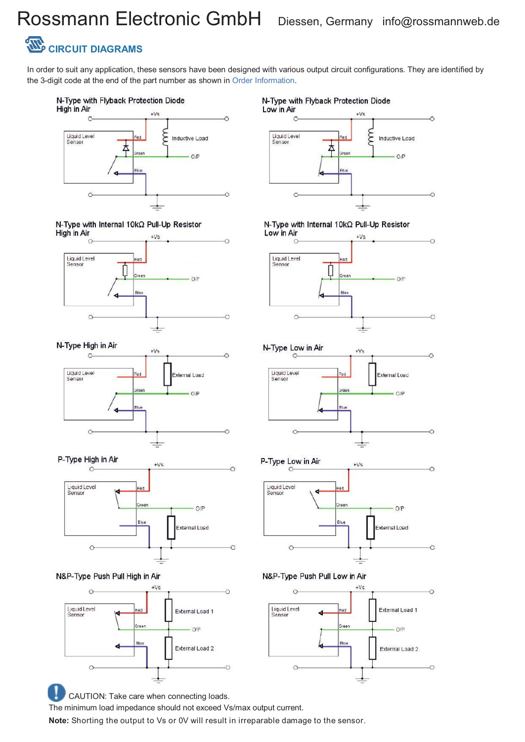# Rossmann Electronic GmbH

Diessen, Germany info@rossmannweb.de

## CIRCUIT DIAGRAMS

In order to suit any application, these sensors have been designed with various output circuit configurations. They are identified by the 3-digit code at the end of the part number as shown in Order Information.

**N-Type with Flyback Protection Diode High in Air**

**N-Type with Flyback Protection Diode Low in Air**

**N-Type with Internal 10kΩ Pull-Up Resistor High in Air**

**N-Type with Internal 10kΩ Pull-Up Resistor Low in Air**

**N-Type High in Air**

**N-Type Low in Air**

**P-Type High in Air**

**P-Type Low in Air**

**N&P-Type Push Pull High in Air**

**N&P-Type Push Pull Low in Air**

CAUTION: Take care when connecting loads.
The minimum load impedance should not exceed Vs/max output current.

**Note:** Shorting the output to Vs or 0V will result in irreparable damage to the sensor.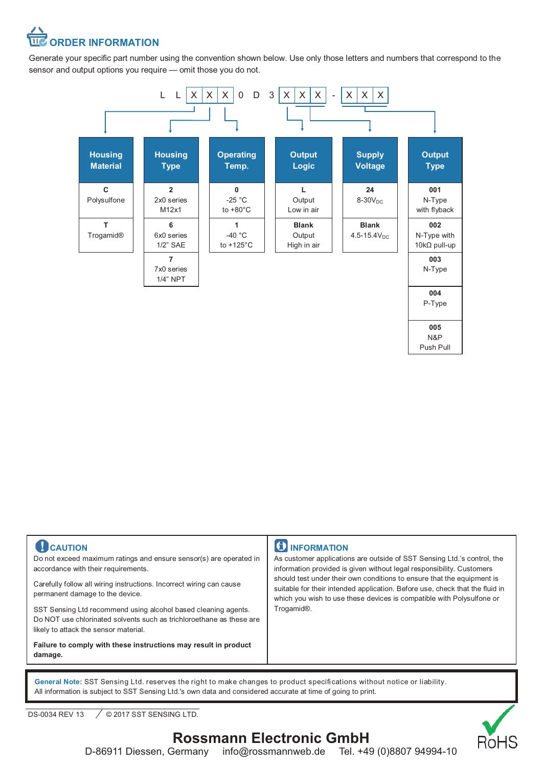## ORDER INFORMATION

Generate your specific part number using the convention shown below. Use only those letters and numbers that correspond to the sensor and output options you require — omit those you do not.

L L X X X 0 D 3 X X X - X X X

| Housing Material | Housing Type | Operating Temp. | Output Logic | Supply Voltage | Output Type |
|---|---|---|---|---|---|
| **C** Polysulfone | **2** 2x0 series M12x1 | **0** -25 °C to +80°C | **L** Output Low in air | **24** 8-30$V_{DC}$ | **001** N-Type with flyback |
| **T** Trogamid® | **6** 6x0 series 1/2" SAE | **1** -40 °C to +125°C | **Blank** Output High in air | **Blank** 4.5-15.4$V_{DC}$ | **002** N-Type with 10kΩ pull-up |
| | **7** 7x0 series 1/4" NPT | | | | **003** N-Type |
| | | | | | **004** P-Type |
| | | | | | **005** N&P Push Pull |

### CAUTION

Do not exceed maximum ratings and ensure sensor(s) are operated in accordance with their requirements.

Carefully follow all wiring instructions. Incorrect wiring can cause permanent damage to the device.

SST Sensing Ltd recommend using alcohol based cleaning agents. Do NOT use chlorinated solvents such as trichloroethane as these are likely to attack the sensor material.

**Failure to comply with these instructions may result in product damage.**

### INFORMATION

As customer applications are outside of SST Sensing Ltd.'s control, the information provided is given without legal responsibility. Customers should test under their own conditions to ensure that the equipment is suitable for their intended application. Before use, check that the fluid in which you wish to use these devices is compatible with Polysulfone or Trogamid®.

**General Note:** SST Sensing Ltd. reserves the right to make changes to product specifications without notice or liability. All information is subject to SST Sensing Ltd.'s own data and considered accurate at time of going to print.

DS-0034 REV 13 / © 2017 SST SENSING LTD.

**Rossmann Electronic GmbH**
D-86911 Diessen, Germany info@rossmannweb.de Tel. +49 (0)8807 94994-10

RoHS